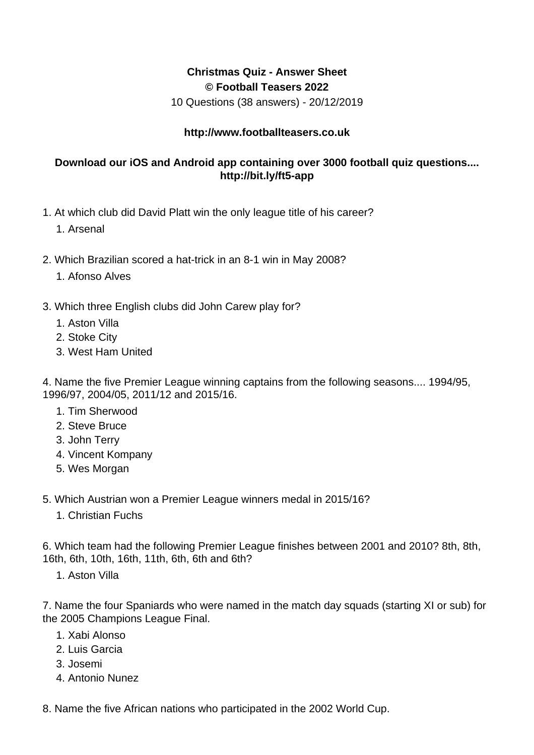**Christmas Quiz - Answer Sheet**
**© Football Teasers 2022**
10 Questions (38 answers) - 20/12/2019

**http://www.footballteasers.co.uk**

**Download our iOS and Android app containing over 3000 football quiz questions.... http://bit.ly/ft5-app**

1. At which club did David Platt win the only league title of his career?
    1. Arsenal

2. Which Brazilian scored a hat-trick in an 8-1 win in May 2008?
    1. Afonso Alves

3. Which three English clubs did John Carew play for?
    1. Aston Villa
    2. Stoke City
    3. West Ham United

4. Name the five Premier League winning captains from the following seasons.... 1994/95, 1996/97, 2004/05, 2011/12 and 2015/16.
    1. Tim Sherwood
    2. Steve Bruce
    3. John Terry
    4. Vincent Kompany
    5. Wes Morgan

5. Which Austrian won a Premier League winners medal in 2015/16?
    1. Christian Fuchs

6. Which team had the following Premier League finishes between 2001 and 2010? 8th, 8th, 16th, 6th, 10th, 16th, 11th, 6th, 6th and 6th?
    1. Aston Villa

7. Name the four Spaniards who were named in the match day squads (starting XI or sub) for the 2005 Champions League Final.
    1. Xabi Alonso
    2. Luis Garcia
    3. Josemi
    4. Antonio Nunez

8. Name the five African nations who participated in the 2002 World Cup.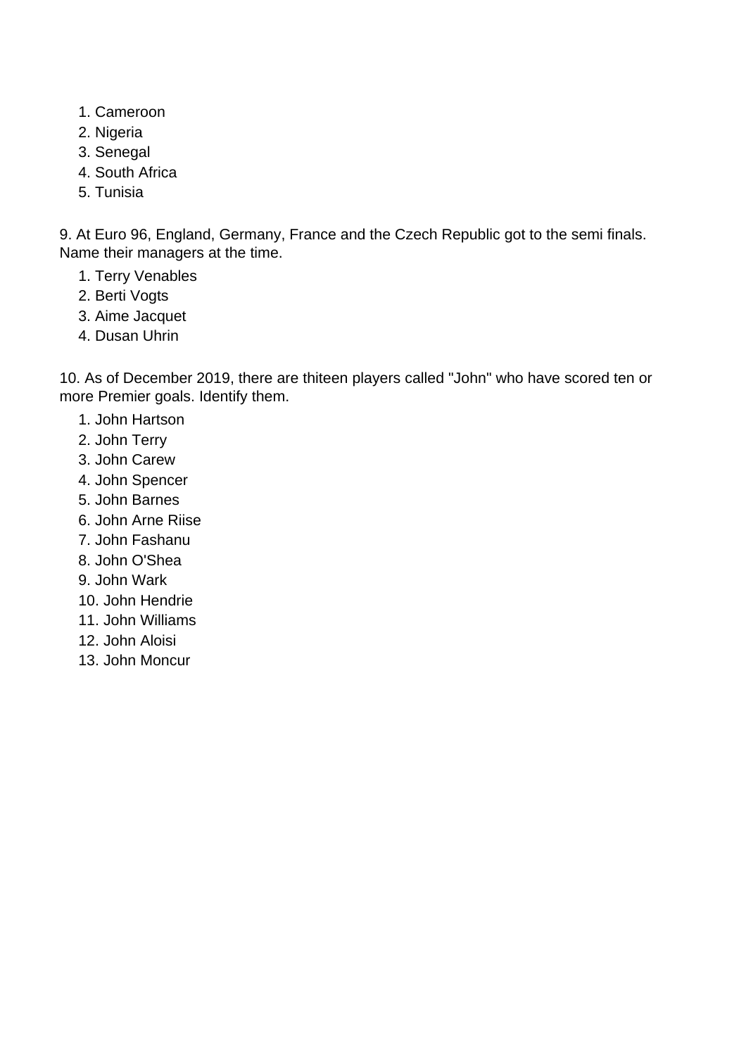1. Cameroon
2. Nigeria
3. Senegal
4. South Africa
5. Tunisia

9. At Euro 96, England, Germany, France and the Czech Republic got to the semi finals. Name their managers at the time.

1. Terry Venables
2. Berti Vogts
3. Aime Jacquet
4. Dusan Uhrin

10. As of December 2019, there are thiteen players called "John" who have scored ten or more Premier goals. Identify them.

1. John Hartson
2. John Terry
3. John Carew
4. John Spencer
5. John Barnes
6. John Arne Riise
7. John Fashanu
8. John O'Shea
9. John Wark
10. John Hendrie
11. John Williams
12. John Aloisi
13. John Moncur